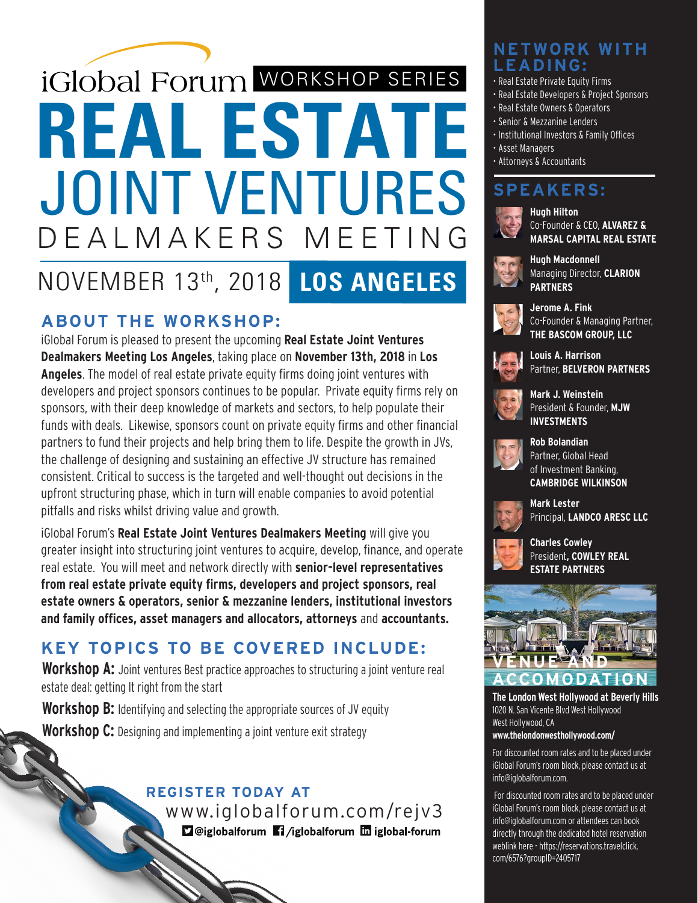iGlobal Forum WORKSHOP SERIES

# REAL ESTATE JOINT VENTURES DEALMAKERS MEETING

## NOVEMBER 13th, 2018 LOS ANGELES

## ABOUT THE WORKSHOP:

iGlobal Forum is pleased to present the upcoming **Real Estate Joint Ventures Dealmakers Meeting Los Angeles**, taking place on **November 13th, 2018** in **Los Angeles**. The model of real estate private equity firms doing joint ventures with developers and project sponsors continues to be popular. Private equity firms rely on sponsors, with their deep knowledge of markets and sectors, to help populate their funds with deals. Likewise, sponsors count on private equity firms and other financial partners to fund their projects and help bring them to life. Despite the growth in JVs, the challenge of designing and sustaining an effective JV structure has remained consistent. Critical to success is the targeted and well-thought out decisions in the upfront structuring phase, which in turn will enable companies to avoid potential pitfalls and risks whilst driving value and growth.

iGlobal Forum's **Real Estate Joint Ventures Dealmakers Meeting** will give you greater insight into structuring joint ventures to acquire, develop, finance, and operate real estate. You will meet and network directly with **senior-level representatives from real estate private equity firms, developers and project sponsors, real estate owners & operators, senior & mezzanine lenders, institutional investors and family offices, asset managers and allocators, attorneys** and **accountants.**

## KEY TOPICS TO BE COVERED INCLUDE:

**Workshop A:** Joint ventures Best practice approaches to structuring a joint venture real estate deal: getting It right from the start

**Workshop B:** Identifying and selecting the appropriate sources of JV equity

**Workshop C:** Designing and implementing a joint venture exit strategy

**REGISTER TODAY AT**
www.iglobalforum.com/rejv3
@iglobalforum /iglobalforum iglobal-forum

## NETWORK WITH LEADING:

- Real Estate Private Equity Firms
- Real Estate Developers & Project Sponsors
- Real Estate Owners & Operators
- Senior & Mezzanine Lenders
- Institutional Investors & Family Offices
- Asset Managers
- Attorneys & Accountants

## SPEAKERS:

**Hugh Hilton**
Co-Founder & CEO, **ALVAREZ & MARSAL CAPITAL REAL ESTATE**

**Hugh Macdonnell**
Managing Director, **CLARION PARTNERS**

**Jerome A. Fink**
Co-Founder & Managing Partner, **THE BASCOM GROUP, LLC**

**Louis A. Harrison**
Partner, **BELVERON PARTNERS**

**Mark J. Weinstein**
President & Founder, **MJW INVESTMENTS**

**Rob Bolandian**
Partner, Global Head of Investment Banking, **CAMBRIDGE WILKINSON**

**Mark Lester**
Principal, **LANDCO ARESC LLC**

**Charles Cowley**
President**, COWLEY REAL ESTATE PARTNERS**

## VENUE AND ACCOMODATION

**The London West Hollywood at Beverly Hills**
1020 N. San Vicente Blvd West Hollywood
West Hollywood, CA
**www.thelondonwesthollywood.com/**

For discounted room rates and to be placed under iGlobal Forum's room block, please contact us at info@iglobalforum.com.

For discounted room rates and to be placed under iGlobal Forum's room block, please contact us at info@iglobalforum.com or attendees can book directly through the dedicated hotel reservation weblink here - https://reservations.travelclick.com/6576?groupID=2405717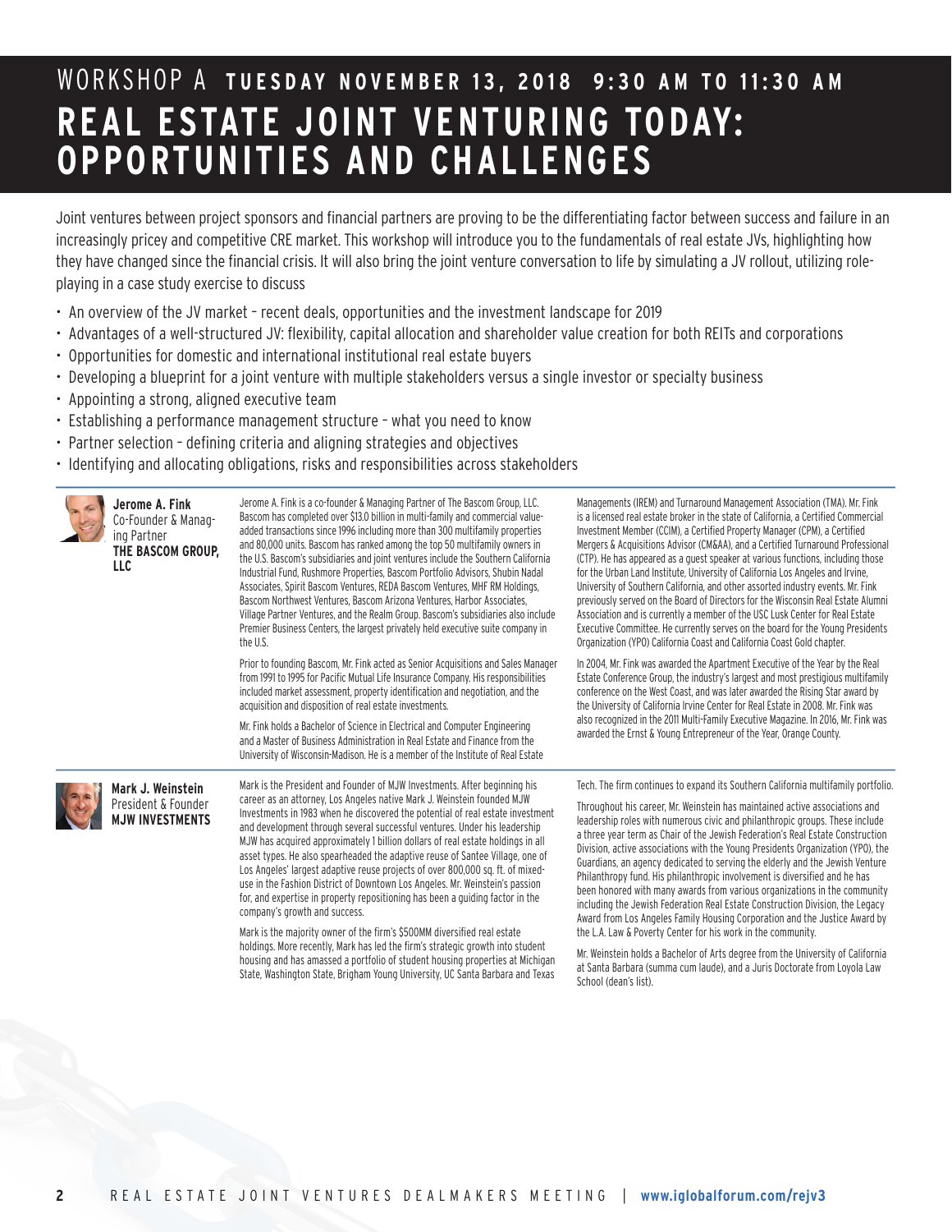# WORKSHOP A TUESDAY NOVEMBER 13, 2018 9:30 AM TO 11:30 AM

## REAL ESTATE JOINT VENTURING TODAY: OPPORTUNITIES AND CHALLENGES

Joint ventures between project sponsors and financial partners are proving to be the differentiating factor between success and failure in an increasingly pricey and competitive CRE market. This workshop will introduce you to the fundamentals of real estate JVs, highlighting how they have changed since the financial crisis. It will also bring the joint venture conversation to life by simulating a JV rollout, utilizing role-playing in a case study exercise to discuss

- An overview of the JV market – recent deals, opportunities and the investment landscape for 2019
- Advantages of a well-structured JV: flexibility, capital allocation and shareholder value creation for both REITs and corporations
- Opportunities for domestic and international institutional real estate buyers
- Developing a blueprint for a joint venture with multiple stakeholders versus a single investor or specialty business
- Appointing a strong, aligned executive team
- Establishing a performance management structure – what you need to know
- Partner selection – defining criteria and aligning strategies and objectives
- Identifying and allocating obligations, risks and responsibilities across stakeholders

**Jerome A. Fink**
Co-Founder & Managing Partner
**THE BASCOM GROUP, LLC**

Jerome A. Fink is a co-founder & Managing Partner of The Bascom Group, LLC. Bascom has completed over $13.0 billion in multi-family and commercial value-added transactions since 1996 including more than 300 multifamily properties and 80,000 units. Bascom has ranked among the top 50 multifamily owners in the U.S. Bascom's subsidiaries and joint ventures include the Southern California Industrial Fund, Rushmore Properties, Bascom Portfolio Advisors, Shubin Nadal Associates, Spirit Bascom Ventures, REDA Bascom Ventures, MHF RM Holdings, Bascom Northwest Ventures, Bascom Arizona Ventures, Harbor Associates, Village Partner Ventures, and the Realm Group. Bascom's subsidiaries also include Premier Business Centers, the largest privately held executive suite company in the U.S.

Prior to founding Bascom, Mr. Fink acted as Senior Acquisitions and Sales Manager from 1991 to 1995 for Pacific Mutual Life Insurance Company. His responsibilities included market assessment, property identification and negotiation, and the acquisition and disposition of real estate investments.

Mr. Fink holds a Bachelor of Science in Electrical and Computer Engineering and a Master of Business Administration in Real Estate and Finance from the University of Wisconsin-Madison. He is a member of the Institute of Real Estate Managements (IREM) and Turnaround Management Association (TMA). Mr. Fink is a licensed real estate broker in the state of California, a Certified Commercial Investment Member (CCIM), a Certified Property Manager (CPM), a Certified Mergers & Acquisitions Advisor (CM&AA), and a Certified Turnaround Professional (CTP). He has appeared as a guest speaker at various functions, including those for the Urban Land Institute, University of California Los Angeles and Irvine, University of Southern California, and other assorted industry events. Mr. Fink previously served on the Board of Directors for the Wisconsin Real Estate Alumni Association and is currently a member of the USC Lusk Center for Real Estate Executive Committee. He currently serves on the board for the Young Presidents Organization (YPO) California Coast and California Coast Gold chapter.

In 2004, Mr. Fink was awarded the Apartment Executive of the Year by the Real Estate Conference Group, the industry's largest and most prestigious multifamily conference on the West Coast, and was later awarded the Rising Star award by the University of California Irvine Center for Real Estate in 2008. Mr. Fink was also recognized in the 2011 Multi-Family Executive Magazine. In 2016, Mr. Fink was awarded the Ernst & Young Entrepreneur of the Year, Orange County.

**Mark J. Weinstein**
President & Founder
**MJW INVESTMENTS**

Mark is the President and Founder of MJW Investments. After beginning his career as an attorney, Los Angeles native Mark J. Weinstein founded MJW Investments in 1983 when he discovered the potential of real estate investment and development through several successful ventures. Under his leadership MJW has acquired approximately 1 billion dollars of real estate holdings in all asset types. He also spearheaded the adaptive reuse of Santee Village, one of Los Angeles' largest adaptive reuse projects of over 800,000 sq. ft. of mixed-use in the Fashion District of Downtown Los Angeles. Mr. Weinstein's passion for, and expertise in property repositioning has been a guiding factor in the company's growth and success.

Mark is the majority owner of the firm's $500MM diversified real estate holdings. More recently, Mark has led the firm's strategic growth into student housing and has amassed a portfolio of student housing properties at Michigan State, Washington State, Brigham Young University, UC Santa Barbara and Texas Tech. The firm continues to expand its Southern California multifamily portfolio.

Throughout his career, Mr. Weinstein has maintained active associations and leadership roles with numerous civic and philanthropic groups. These include a three year term as Chair of the Jewish Federation's Real Estate Construction Division, active associations with the Young Presidents Organization (YPO), the Guardians, an agency dedicated to serving the elderly and the Jewish Venture Philanthropy fund. His philanthropic involvement is diversified and he has been honored with many awards from various organizations in the community including the Jewish Federation Real Estate Construction Division, the Legacy Award from Los Angeles Family Housing Corporation and the Justice Award by the L.A. Law & Poverty Center for his work in the community.

Mr. Weinstein holds a Bachelor of Arts degree from the University of California at Santa Barbara (summa cum laude), and a Juris Doctorate from Loyola Law School (dean's list).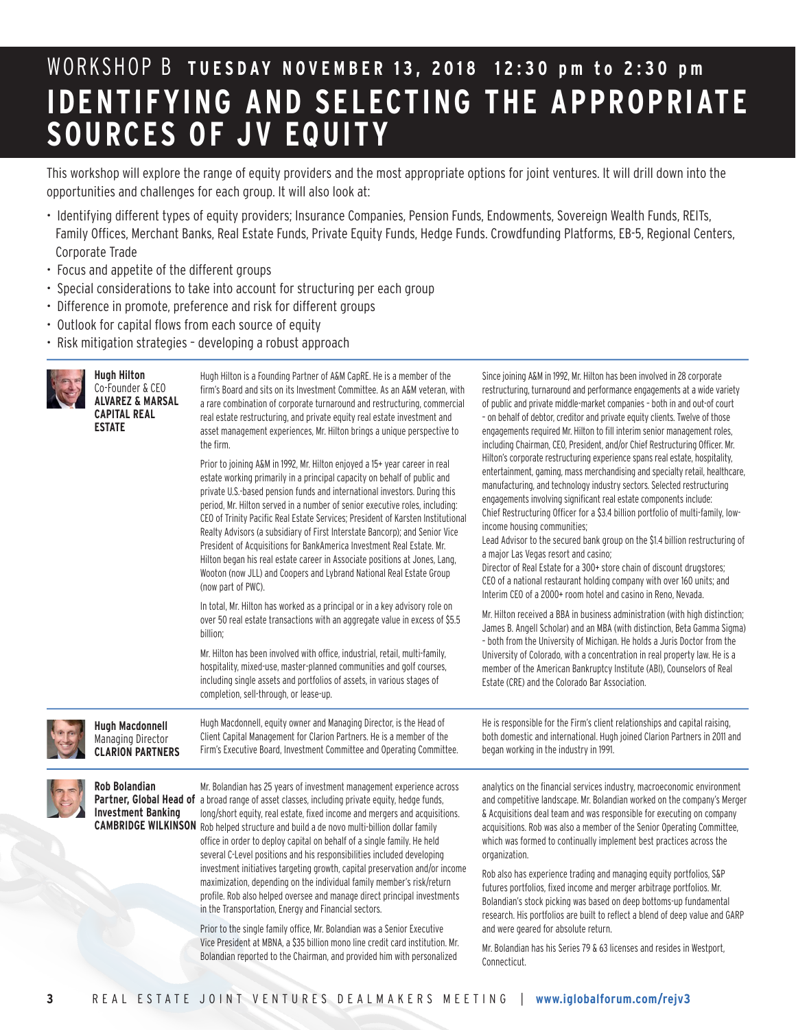# WORKSHOP B TUESDAY NOVEMBER 13, 2018 12:30 pm to 2:30 pm

# IDENTIFYING AND SELECTING THE APPROPRIATE SOURCES OF JV EQUITY

This workshop will explore the range of equity providers and the most appropriate options for joint ventures. It will drill down into the opportunities and challenges for each group. It will also look at:

- Identifying different types of equity providers; Insurance Companies, Pension Funds, Endowments, Sovereign Wealth Funds, REITs, Family Offices, Merchant Banks, Real Estate Funds, Private Equity Funds, Hedge Funds. Crowdfunding Platforms, EB-5, Regional Centers, Corporate Trade
- Focus and appetite of the different groups
- Special considerations to take into account for structuring per each group
- Difference in promote, preference and risk for different groups
- Outlook for capital flows from each source of equity
- Risk mitigation strategies – developing a robust approach

**Hugh Hilton**
Co-Founder & CEO
**ALVAREZ & MARSAL CAPITAL REAL ESTATE**

Hugh Hilton is a Founding Partner of A&M CapRE. He is a member of the firm's Board and sits on its Investment Committee. As an A&M veteran, with a rare combination of corporate turnaround and restructuring, commercial real estate restructuring, and private equity real estate investment and asset management experiences, Mr. Hilton brings a unique perspective to the firm.

Prior to joining A&M in 1992, Mr. Hilton enjoyed a 15+ year career in real estate working primarily in a principal capacity on behalf of public and private U.S.-based pension funds and international investors. During this period, Mr. Hilton served in a number of senior executive roles, including: CEO of Trinity Pacific Real Estate Services; President of Karsten Institutional Realty Advisors (a subsidiary of First Interstate Bancorp); and Senior Vice President of Acquisitions for BankAmerica Investment Real Estate. Mr. Hilton began his real estate career in Associate positions at Jones, Lang, Wooton (now JLL) and Coopers and Lybrand National Real Estate Group (now part of PWC).

In total, Mr. Hilton has worked as a principal or in a key advisory role on over 50 real estate transactions with an aggregate value in excess of $5.5 billion;

Mr. Hilton has been involved with office, industrial, retail, multi-family, hospitality, mixed-use, master-planned communities and golf courses, including single assets and portfolios of assets, in various stages of completion, sell-through, or lease-up.

Since joining A&M in 1992, Mr. Hilton has been involved in 28 corporate restructuring, turnaround and performance engagements at a wide variety of public and private middle-market companies – both in and out-of court – on behalf of debtor, creditor and private equity clients. Twelve of those engagements required Mr. Hilton to fill interim senior management roles, including Chairman, CEO, President, and/or Chief Restructuring Officer. Mr. Hilton's corporate restructuring experience spans real estate, hospitality, entertainment, gaming, mass merchandising and specialty retail, healthcare, manufacturing, and technology industry sectors. Selected restructuring engagements involving significant real estate components include:
Chief Restructuring Officer for a $3.4 billion portfolio of multi-family, low-income housing communities;
Lead Advisor to the secured bank group on the $1.4 billion restructuring of a major Las Vegas resort and casino;
Director of Real Estate for a 300+ store chain of discount drugstores;
CEO of a national restaurant holding company with over 160 units; and
Interim CEO of a 2000+ room hotel and casino in Reno, Nevada.

Mr. Hilton received a BBA in business administration (with high distinction; James B. Angell Scholar) and an MBA (with distinction, Beta Gamma Sigma) – both from the University of Michigan. He holds a Juris Doctor from the University of Colorado, with a concentration in real property law. He is a member of the American Bankruptcy Institute (ABI), Counselors of Real Estate (CRE) and the Colorado Bar Association.

**Hugh Macdonnell**
Managing Director
**CLARION PARTNERS**

Hugh Macdonnell, equity owner and Managing Director, is the Head of Client Capital Management for Clarion Partners. He is a member of the Firm's Executive Board, Investment Committee and Operating Committee.

He is responsible for the Firm's client relationships and capital raising, both domestic and international. Hugh joined Clarion Partners in 2011 and began working in the industry in 1991.

**Rob Bolandian**
**Partner, Global Head of Investment Banking**
**CAMBRIDGE WILKINSON**

Mr. Bolandian has 25 years of investment management experience across a broad range of asset classes, including private equity, hedge funds, long/short equity, real estate, fixed income and mergers and acquisitions. Rob helped structure and build a de novo multi-billion dollar family office in order to deploy capital on behalf of a single family. He held several C-Level positions and his responsibilities included developing investment initiatives targeting growth, capital preservation and/or income maximization, depending on the individual family member's risk/return profile. Rob also helped oversee and manage direct principal investments in the Transportation, Energy and Financial sectors.

Prior to the single family office, Mr. Bolandian was a Senior Executive Vice President at MBNA, a $35 billion mono line credit card institution. Mr. Bolandian reported to the Chairman, and provided him with personalized analytics on the financial services industry, macroeconomic environment and competitive landscape. Mr. Bolandian worked on the company's Merger & Acquisitions deal team and was responsible for executing on company acquisitions. Rob was also a member of the Senior Operating Committee, which was formed to continually implement best practices across the organization.

Rob also has experience trading and managing equity portfolios, S&P futures portfolios, fixed income and merger arbitrage portfolios. Mr. Bolandian's stock picking was based on deep bottoms-up fundamental research. His portfolios are built to reflect a blend of deep value and GARP and were geared for absolute return.

Mr. Bolandian has his Series 79 & 63 licenses and resides in Westport, Connecticut.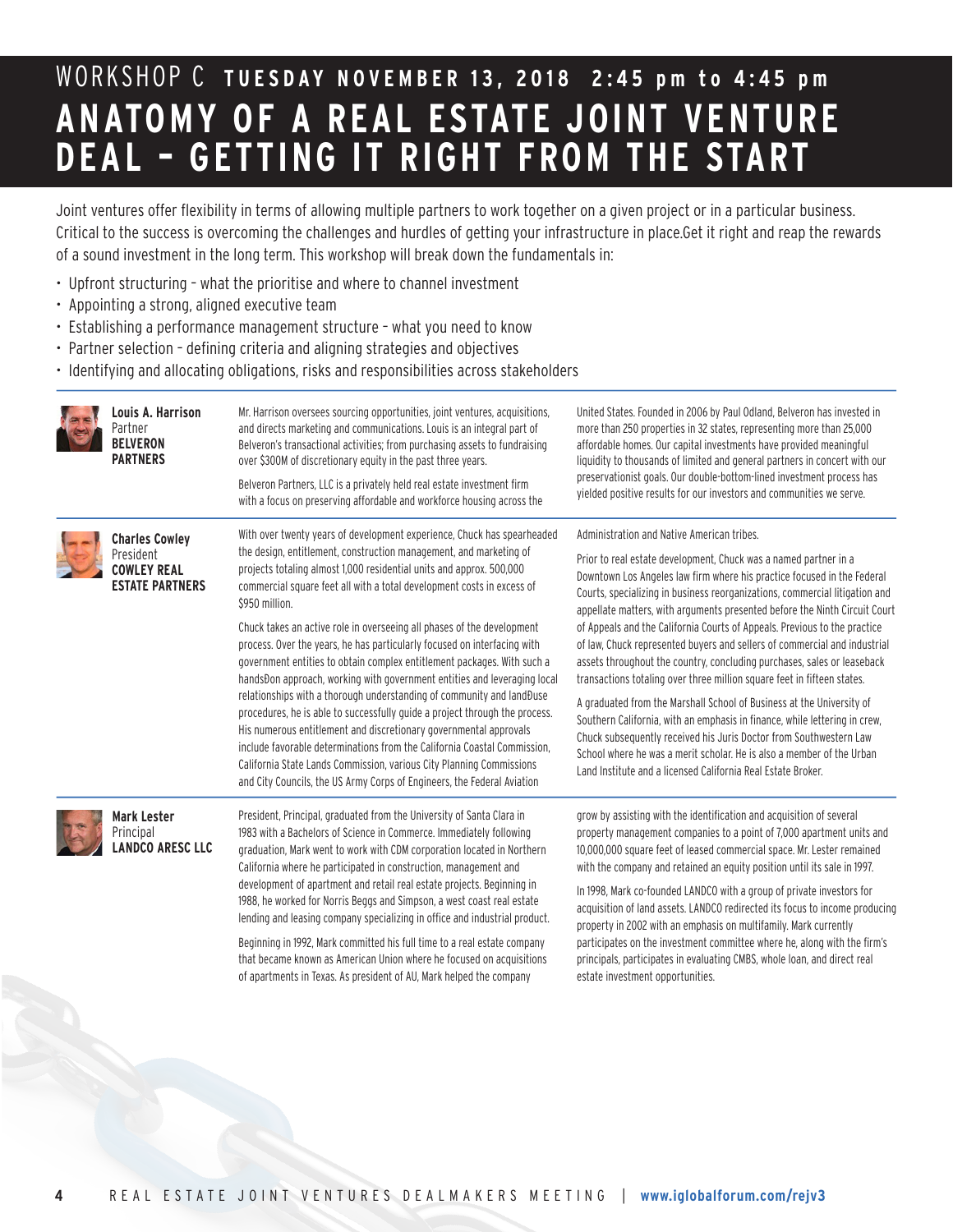# WORKSHOP C **TUESDAY NOVEMBER 13, 2018 2:45 pm to 4:45 pm**

# ANATOMY OF A REAL ESTATE JOINT VENTURE DEAL – GETTING IT RIGHT FROM THE START

Joint ventures offer flexibility in terms of allowing multiple partners to work together on a given project or in a particular business. Critical to the success is overcoming the challenges and hurdles of getting your infrastructure in place.Get it right and reap the rewards of a sound investment in the long term. This workshop will break down the fundamentals in:

- Upfront structuring – what the prioritise and where to channel investment
- Appointing a strong, aligned executive team
- Establishing a performance management structure – what you need to know
- Partner selection – defining criteria and aligning strategies and objectives
- Identifying and allocating obligations, risks and responsibilities across stakeholders

---

**Louis A. Harrison**
Partner
**BELVERON PARTNERS**

Mr. Harrison oversees sourcing opportunities, joint ventures, acquisitions, and directs marketing and communications. Louis is an integral part of Belveron's transactional activities; from purchasing assets to fundraising over $300M of discretionary equity in the past three years.

Belveron Partners, LLC is a privately held real estate investment firm with a focus on preserving affordable and workforce housing across the United States. Founded in 2006 by Paul Odland, Belveron has invested in more than 250 properties in 32 states, representing more than 25,000 affordable homes. Our capital investments have provided meaningful liquidity to thousands of limited and general partners in concert with our preservationist goals. Our double-bottom-lined investment process has yielded positive results for our investors and communities we serve.

---

**Charles Cowley**
President
**COWLEY REAL ESTATE PARTNERS**

With over twenty years of development experience, Chuck has spearheaded the design, entitlement, construction management, and marketing of projects totaling almost 1,000 residential units and approx. 500,000 commercial square feet all with a total development costs in excess of $950 million.

Chuck takes an active role in overseeing all phases of the development process. Over the years, he has particularly focused on interfacing with government entities to obtain complex entitlement packages. With such a handsĐon approach, working with government entities and leveraging local relationships with a thorough understanding of community and landĐuse procedures, he is able to successfully guide a project through the process. His numerous entitlement and discretionary governmental approvals include favorable determinations from the California Coastal Commission, California State Lands Commission, various City Planning Commissions and City Councils, the US Army Corps of Engineers, the Federal Aviation Administration and Native American tribes.

Prior to real estate development, Chuck was a named partner in a Downtown Los Angeles law firm where his practice focused in the Federal Courts, specializing in business reorganizations, commercial litigation and appellate matters, with arguments presented before the Ninth Circuit Court of Appeals and the California Courts of Appeals. Previous to the practice of law, Chuck represented buyers and sellers of commercial and industrial assets throughout the country, concluding purchases, sales or leaseback transactions totaling over three million square feet in fifteen states.

A graduated from the Marshall School of Business at the University of Southern California, with an emphasis in finance, while lettering in crew, Chuck subsequently received his Juris Doctor from Southwestern Law School where he was a merit scholar. He is also a member of the Urban Land Institute and a licensed California Real Estate Broker.

---

**Mark Lester**
Principal
**LANDCO ARESC LLC**

President, Principal, graduated from the University of Santa Clara in 1983 with a Bachelors of Science in Commerce. Immediately following graduation, Mark went to work with CDM corporation located in Northern California where he participated in construction, management and development of apartment and retail real estate projects. Beginning in 1988, he worked for Norris Beggs and Simpson, a west coast real estate lending and leasing company specializing in office and industrial product.

Beginning in 1992, Mark committed his full time to a real estate company that became known as American Union where he focused on acquisitions of apartments in Texas. As president of AU, Mark helped the company grow by assisting with the identification and acquisition of several property management companies to a point of 7,000 apartment units and 10,000,000 square feet of leased commercial space. Mr. Lester remained with the company and retained an equity position until its sale in 1997.

In 1998, Mark co-founded LANDCO with a group of private investors for acquisition of land assets. LANDCO redirected its focus to income producing property in 2002 with an emphasis on multifamily. Mark currently participates on the investment committee where he, along with the firm's principals, participates in evaluating CMBS, whole loan, and direct real estate investment opportunities.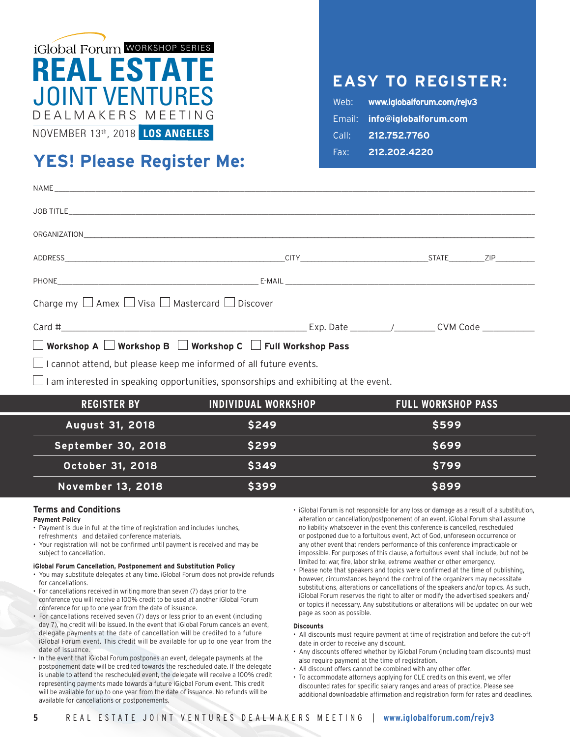iGlobal Forum WORKSHOP SERIES

# REAL ESTATE JOINT VENTURES

DEALMAKERS MEETING

NOVEMBER 13th, 2018 **LOS ANGELES**

## YES! Please Register Me:

## EASY TO REGISTER:

Web: **www.iglobalforum.com/rejv3**

Email: **info@iglobalforum.com**

Call: **212.752.7760**

Fax: **212.202.4220**

NAME_______________________________________________

JOB TITLE___________________________________________

ORGANIZATION_______________________________________

ADDRESS_____________________ CITY_____________ STATE________ ZIP_________

PHONE______________________ E-MAIL ___________________________

Charge my ☐ Amex ☐ Visa ☐ Mastercard ☐ Discover

Card #__________________________ Exp. Date ________/________ CVM Code ___________

☐ **Workshop A** ☐ **Workshop B** ☐ **Workshop C** ☐ **Full Workshop Pass**

☐ I cannot attend, but please keep me informed of all future events.

☐ I am interested in speaking opportunities, sponsorships and exhibiting at the event.

| REGISTER BY | INDIVIDUAL WORKSHOP | FULL WORKSHOP PASS |
|---|---|---|
| August 31, 2018 | $249 | $599 |
| September 30, 2018 | $299 | $699 |
| October 31, 2018 | $349 | $799 |
| November 13, 2018 | $399 | $899 |

### Terms and Conditions

**Payment Policy**

- Payment is due in full at the time of registration and includes lunches, refreshments and detailed conference materials.
- Your registration will not be confirmed until payment is received and may be subject to cancellation.

**iGlobal Forum Cancellation, Postponement and Substitution Policy**

- You may substitute delegates at any time. iGlobal Forum does not provide refunds for cancellations.
- For cancellations received in writing more than seven (7) days prior to the conference you will receive a 100% credit to be used at another iGlobal Forum conference for up to one year from the date of issuance.
- For cancellations received seven (7) days or less prior to an event (including day 7), no credit will be issued. In the event that iGlobal Forum cancels an event, delegate payments at the date of cancellation will be credited to a future iGlobal Forum event. This credit will be available for up to one year from the date of issuance.
- In the event that iGlobal Forum postpones an event, delegate payments at the postponement date will be credited towards the rescheduled date. If the delegate is unable to attend the rescheduled event, the delegate will receive a 100% credit representing payments made towards a future iGlobal Forum event. This credit will be available for up to one year from the date of issuance. No refunds will be available for cancellations or postponements.
- iGlobal Forum is not responsible for any loss or damage as a result of a substitution, alteration or cancellation/postponement of an event. iGlobal Forum shall assume no liability whatsoever in the event this conference is cancelled, rescheduled or postponed due to a fortuitous event, Act of God, unforeseen occurrence or any other event that renders performance of this conference impracticable or impossible. For purposes of this clause, a fortuitous event shall include, but not be limited to: war, fire, labor strike, extreme weather or other emergency.
- Please note that speakers and topics were confirmed at the time of publishing, however, circumstances beyond the control of the organizers may necessitate substitutions, alterations or cancellations of the speakers and/or topics. As such, iGlobal Forum reserves the right to alter or modify the advertised speakers and/or topics if necessary. Any substitutions or alterations will be updated on our web page as soon as possible.

**Discounts**

- All discounts must require payment at time of registration and before the cut-off date in order to receive any discount.
- Any discounts offered whether by iGlobal Forum (including team discounts) must also require payment at the time of registration.
- All discount offers cannot be combined with any other offer.
- To accommodate attorneys applying for CLE credits on this event, we offer discounted rates for specific salary ranges and areas of practice. Please see additional downloadable affirmation and registration form for rates and deadlines.